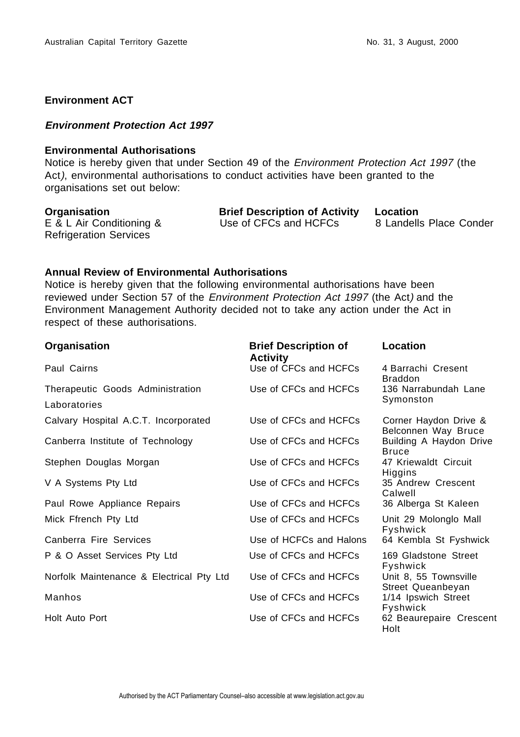## Environment ACT

### *Environment Protection Act 1997*

**Environmental Authorisations**

Notice is hereby given that under Section 49 of the *Environment Protection Act 1997* (the Act*)*, environmental authorisations to conduct activities have been granted to the organisations set out below:

| Organisation | Brief Description of Activity | Location |
|---|---|---|
| E & L Air Conditioning & Refrigeration Services | Use of CFCs and HCFCs | 8 Landells Place Conder |

**Annual Review of Environmental Authorisations**

Notice is hereby given that the following environmental authorisations have been reviewed under Section 57 of the *Environment Protection Act 1997* (the Act*)* and the Environment Management Authority decided not to take any action under the Act in respect of these authorisations.

| Organisation | Brief Description of Activity | Location |
|---|---|---|
| Paul Cairns | Use of CFCs and HCFCs | 4 Barrachi Cresent Braddon |
| Therapeutic Goods Administration Laboratories | Use of CFCs and HCFCs | 136 Narrabundah Lane Symonston |
| Calvary Hospital A.C.T. Incorporated | Use of CFCs and HCFCs | Corner Haydon Drive & Belconnen Way Bruce |
| Canberra Institute of Technology | Use of CFCs and HCFCs | Building A Haydon Drive Bruce |
| Stephen Douglas Morgan | Use of CFCs and HCFCs | 47 Kriewaldt Circuit Higgins |
| V A Systems Pty Ltd | Use of CFCs and HCFCs | 35 Andrew Crescent Calwell |
| Paul Rowe Appliance Repairs | Use of CFCs and HCFCs | 36 Alberga St Kaleen |
| Mick Ffrench Pty Ltd | Use of CFCs and HCFCs | Unit 29 Molonglo Mall Fyshwick |
| Canberra Fire Services | Use of HCFCs and Halons | 64 Kembla St Fyshwick |
| P & O Asset Services Pty Ltd | Use of CFCs and HCFCs | 169 Gladstone Street Fyshwick |
| Norfolk Maintenance & Electrical Pty Ltd | Use of CFCs and HCFCs | Unit 8, 55 Townsville Street Queanbeyan |
| Manhos | Use of CFCs and HCFCs | 1/14 Ipswich Street Fyshwick |
| Holt Auto Port | Use of CFCs and HCFCs | 62 Beaurepaire Crescent Holt |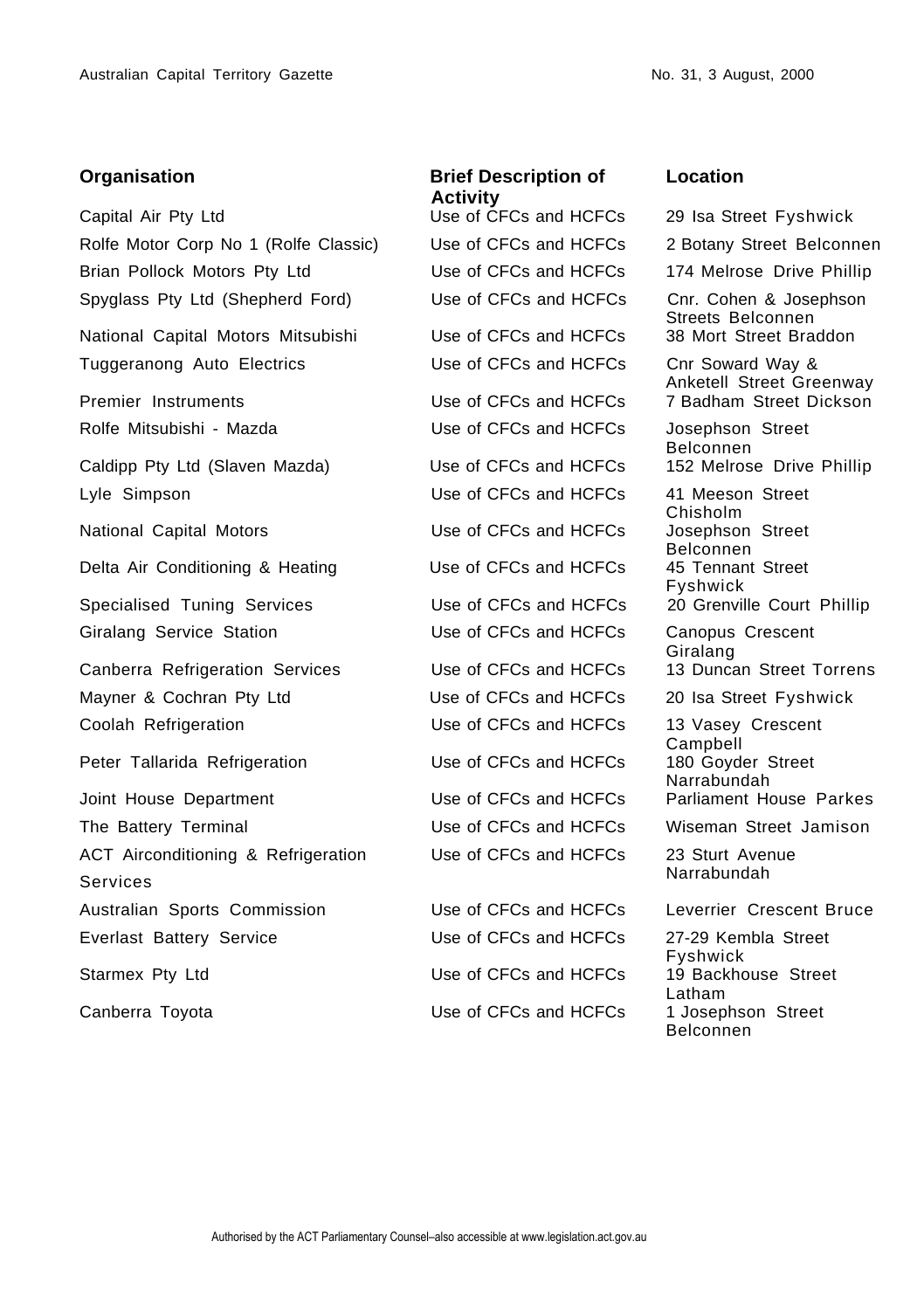| Organisation | Brief Description of Activity | Location |
|---|---|---|
| Capital Air Pty Ltd | Use of CFCs and HCFCs | 29 Isa Street Fyshwick |
| Rolfe Motor Corp No 1 (Rolfe Classic) | Use of CFCs and HCFCs | 2 Botany Street Belconnen |
| Brian Pollock Motors Pty Ltd | Use of CFCs and HCFCs | 174 Melrose Drive Phillip |
| Spyglass Pty Ltd (Shepherd Ford) | Use of CFCs and HCFCs | Cnr. Cohen & Josephson Streets Belconnen |
| National Capital Motors Mitsubishi | Use of CFCs and HCFCs | 38 Mort Street Braddon |
| Tuggeranong Auto Electrics | Use of CFCs and HCFCs | Cnr Soward Way & Anketell Street Greenway |
| Premier Instruments | Use of CFCs and HCFCs | 7 Badham Street Dickson |
| Rolfe Mitsubishi - Mazda | Use of CFCs and HCFCs | Josephson Street Belconnen |
| Caldipp Pty Ltd (Slaven Mazda) | Use of CFCs and HCFCs | 152 Melrose Drive Phillip |
| Lyle Simpson | Use of CFCs and HCFCs | 41 Meeson Street Chisholm |
| National Capital Motors | Use of CFCs and HCFCs | Josephson Street Belconnen |
| Delta Air Conditioning & Heating | Use of CFCs and HCFCs | 45 Tennant Street Fyshwick |
| Specialised Tuning Services | Use of CFCs and HCFCs | 20 Grenville Court Phillip |
| Giralang Service Station | Use of CFCs and HCFCs | Canopus Crescent Giralang |
| Canberra Refrigeration Services | Use of CFCs and HCFCs | 13 Duncan Street Torrens |
| Mayner & Cochran Pty Ltd | Use of CFCs and HCFCs | 20 Isa Street Fyshwick |
| Coolah Refrigeration | Use of CFCs and HCFCs | 13 Vasey Crescent Campbell |
| Peter Tallarida Refrigeration | Use of CFCs and HCFCs | 180 Goyder Street Narrabundah |
| Joint House Department | Use of CFCs and HCFCs | Parliament House Parkes |
| The Battery Terminal | Use of CFCs and HCFCs | Wiseman Street Jamison |
| ACT Airconditioning & Refrigeration Services | Use of CFCs and HCFCs | 23 Sturt Avenue Narrabundah |
| Australian Sports Commission | Use of CFCs and HCFCs | Leverrier Crescent Bruce |
| Everlast Battery Service | Use of CFCs and HCFCs | 27-29 Kembla Street Fyshwick |
| Starmex Pty Ltd | Use of CFCs and HCFCs | 19 Backhouse Street Latham |
| Canberra Toyota | Use of CFCs and HCFCs | 1 Josephson Street Belconnen |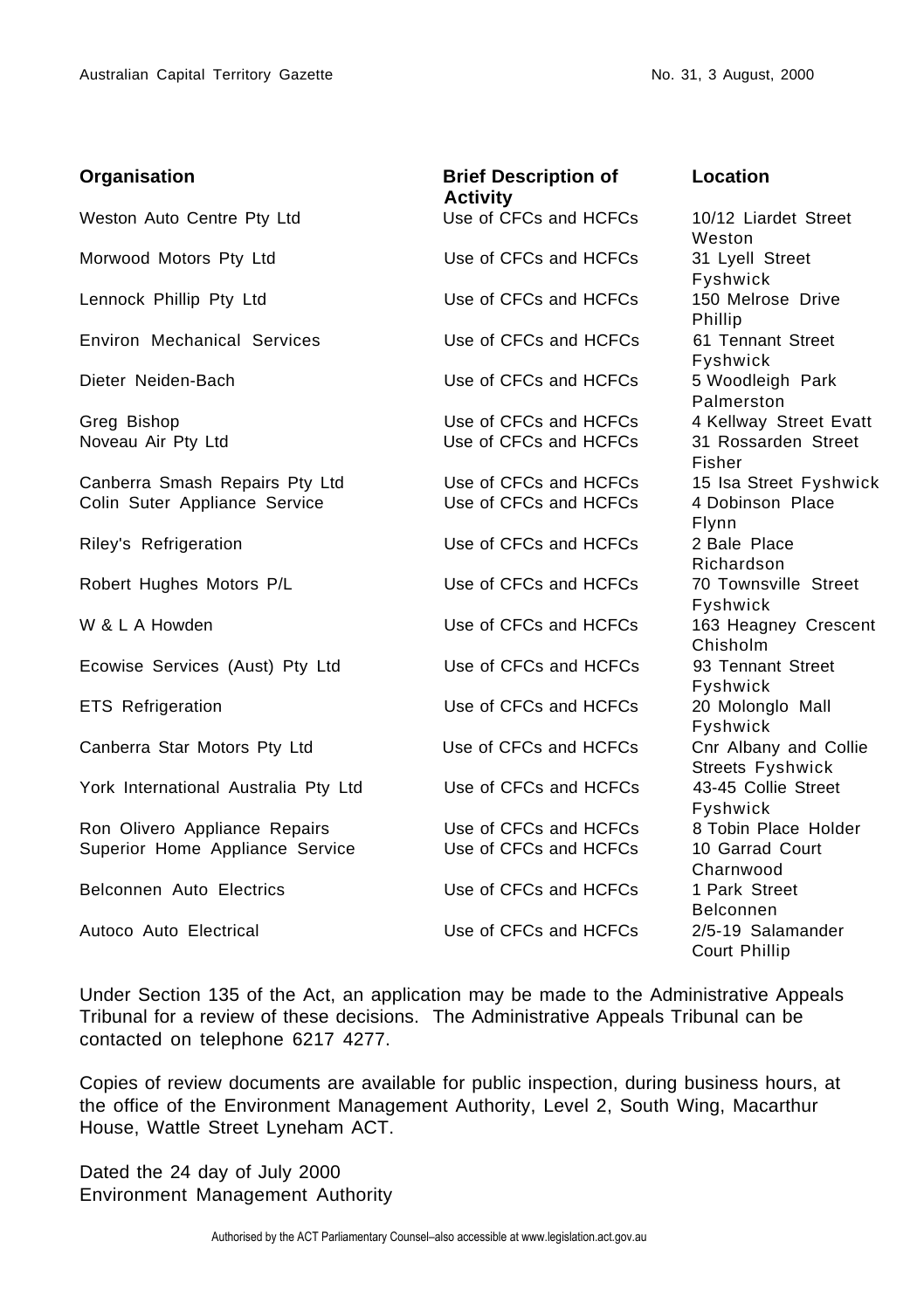| Organisation | Brief Description of Activity | Location |
| --- | --- | --- |
| Weston Auto Centre Pty Ltd | Use of CFCs and HCFCs | 10/12 Liardet Street Weston |
| Morwood Motors Pty Ltd | Use of CFCs and HCFCs | 31 Lyell Street Fyshwick |
| Lennock Phillip Pty Ltd | Use of CFCs and HCFCs | 150 Melrose Drive Phillip |
| Environ Mechanical Services | Use of CFCs and HCFCs | 61 Tennant Street Fyshwick |
| Dieter Neiden-Bach | Use of CFCs and HCFCs | 5 Woodleigh Park Palmerston |
| Greg Bishop | Use of CFCs and HCFCs | 4 Kellway Street Evatt |
| Noveau Air Pty Ltd | Use of CFCs and HCFCs | 31 Rossarden Street Fisher |
| Canberra Smash Repairs Pty Ltd | Use of CFCs and HCFCs | 15 Isa Street Fyshwick |
| Colin Suter Appliance Service | Use of CFCs and HCFCs | 4 Dobinson Place Flynn |
| Riley's Refrigeration | Use of CFCs and HCFCs | 2 Bale Place Richardson |
| Robert Hughes Motors P/L | Use of CFCs and HCFCs | 70 Townsville Street Fyshwick |
| W & L A Howden | Use of CFCs and HCFCs | 163 Heagney Crescent Chisholm |
| Ecowise Services (Aust) Pty Ltd | Use of CFCs and HCFCs | 93 Tennant Street Fyshwick |
| ETS Refrigeration | Use of CFCs and HCFCs | 20 Molonglo Mall Fyshwick |
| Canberra Star Motors Pty Ltd | Use of CFCs and HCFCs | Cnr Albany and Collie Streets Fyshwick |
| York International Australia Pty Ltd | Use of CFCs and HCFCs | 43-45 Collie Street Fyshwick |
| Ron Olivero Appliance Repairs | Use of CFCs and HCFCs | 8 Tobin Place Holder |
| Superior Home Appliance Service | Use of CFCs and HCFCs | 10 Garrad Court Charnwood |
| Belconnen Auto Electrics | Use of CFCs and HCFCs | 1 Park Street Belconnen |
| Autoco Auto Electrical | Use of CFCs and HCFCs | 2/5-19 Salamander Court Phillip |

Under Section 135 of the Act, an application may be made to the Administrative Appeals Tribunal for a review of these decisions. The Administrative Appeals Tribunal can be contacted on telephone 6217 4277.

Copies of review documents are available for public inspection, during business hours, at the office of the Environment Management Authority, Level 2, South Wing, Macarthur House, Wattle Street Lyneham ACT.

Dated the 24 day of July 2000
Environment Management Authority